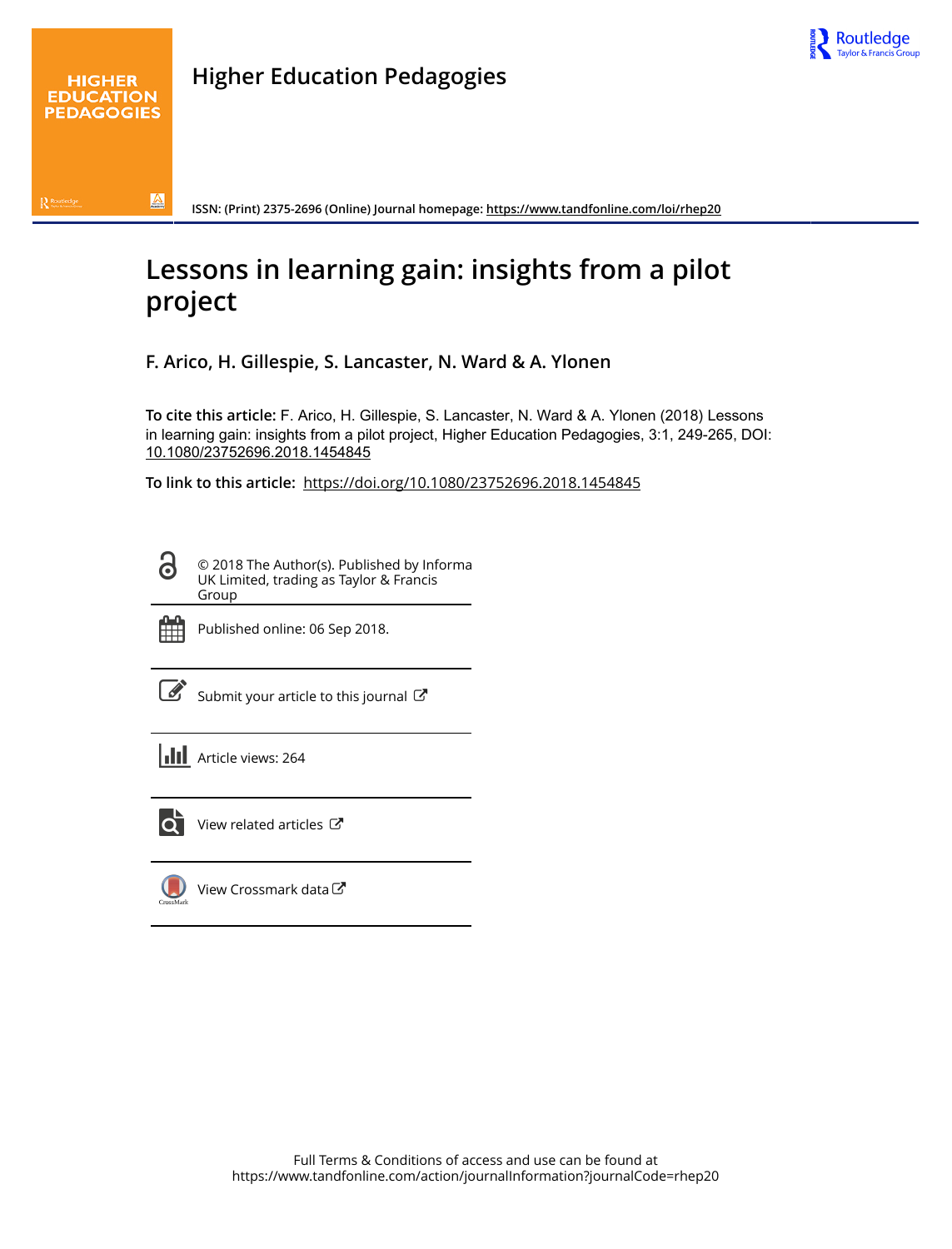Higher Education Pedagogies

ISSN: (Print) 2375-2696 (Online) Journal homepage: https://www.tandfonline.com/loi/rhep20

# Lessons in learning gain: insights from a pilot project

**F. Arico, H. Gillespie, S. Lancaster, N. Ward & A. Ylonen**

**To cite this article:** F. Arico, H. Gillespie, S. Lancaster, N. Ward & A. Ylonen (2018) Lessons in learning gain: insights from a pilot project, Higher Education Pedagogies, 3:1, 249-265, DOI: 10.1080/23752696.2018.1454845

**To link to this article:** https://doi.org/10.1080/23752696.2018.1454845

© 2018 The Author(s). Published by Informa UK Limited, trading as Taylor & Francis Group

Published online: 06 Sep 2018.

Submit your article to this journal

Article views: 264

View related articles

View Crossmark data

Full Terms & Conditions of access and use can be found at https://www.tandfonline.com/action/journalInformation?journalCode=rhep20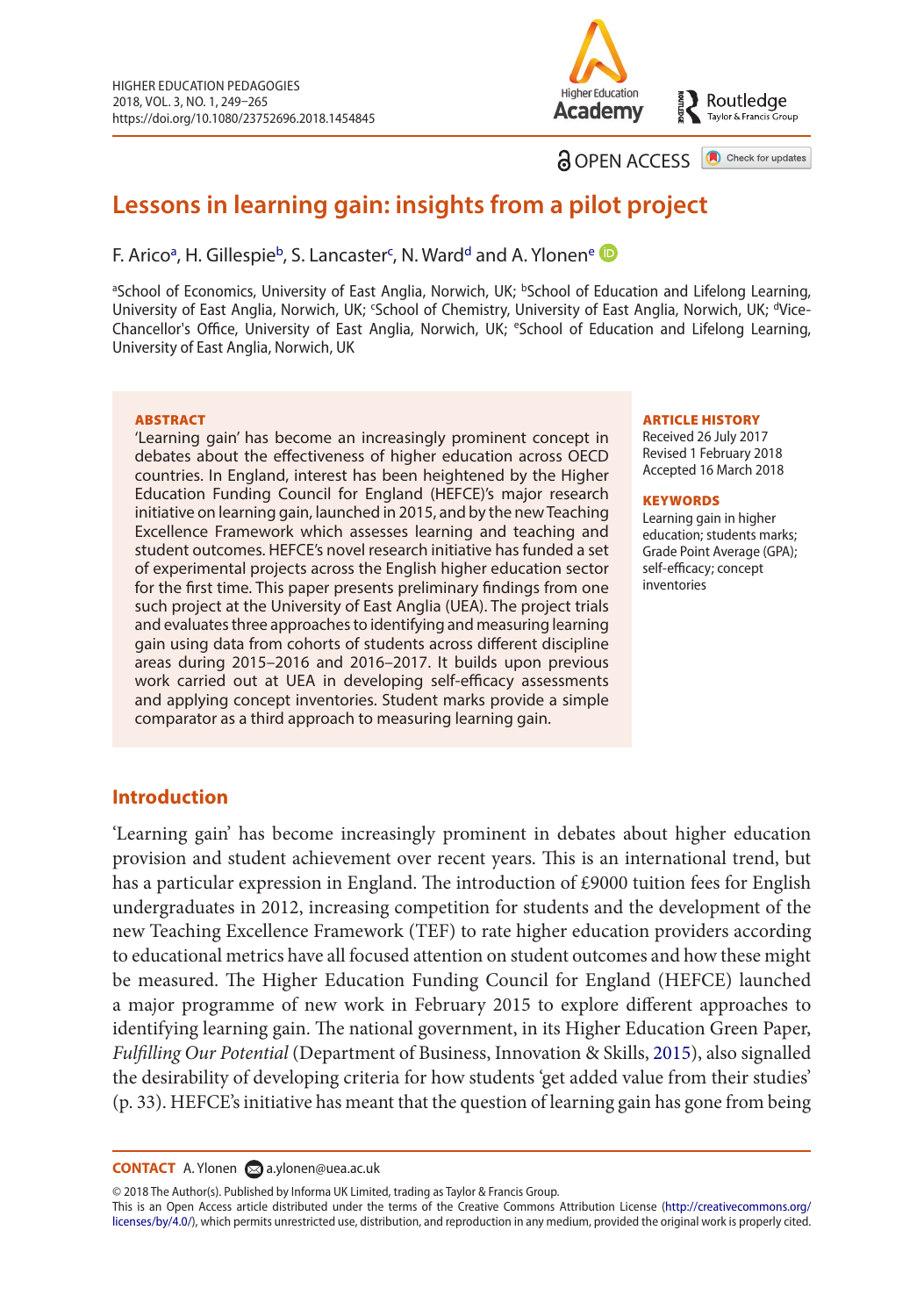# Lessons in learning gain: insights from a pilot project

F. Arico[a], H. Gillespie[b], S. Lancaster[c], N. Ward[d] and A. Ylonen[e]

[a]School of Economics, University of East Anglia, Norwich, UK; [b]School of Education and Lifelong Learning, University of East Anglia, Norwich, UK; [c]School of Chemistry, University of East Anglia, Norwich, UK; [d]Vice-Chancellor's Office, University of East Anglia, Norwich, UK; [e]School of Education and Lifelong Learning, University of East Anglia, Norwich, UK

**ABSTRACT**

'Learning gain' has become an increasingly prominent concept in debates about the effectiveness of higher education across OECD countries. In England, interest has been heightened by the Higher Education Funding Council for England (HEFCE)'s major research initiative on learning gain, launched in 2015, and by the new Teaching Excellence Framework which assesses learning and teaching and student outcomes. HEFCE's novel research initiative has funded a set of experimental projects across the English higher education sector for the first time. This paper presents preliminary findings from one such project at the University of East Anglia (UEA). The project trials and evaluates three approaches to identifying and measuring learning gain using data from cohorts of students across different discipline areas during 2015–2016 and 2016–2017. It builds upon previous work carried out at UEA in developing self-efficacy assessments and applying concept inventories. Student marks provide a simple comparator as a third approach to measuring learning gain.

**ARTICLE HISTORY**

Received 26 July 2017
Revised 1 February 2018
Accepted 16 March 2018

**KEYWORDS**

Learning gain in higher education; students marks; Grade Point Average (GPA); self-efficacy; concept inventories

## Introduction

'Learning gain' has become increasingly prominent in debates about higher education provision and student achievement over recent years. This is an international trend, but has a particular expression in England. The introduction of £9000 tuition fees for English undergraduates in 2012, increasing competition for students and the development of the new Teaching Excellence Framework (TEF) to rate higher education providers according to educational metrics have all focused attention on student outcomes and how these might be measured. The Higher Education Funding Council for England (HEFCE) launched a major programme of new work in February 2015 to explore different approaches to identifying learning gain. The national government, in its Higher Education Green Paper, *Fulfilling Our Potential* (Department of Business, Innovation & Skills, 2015), also signalled the desirability of developing criteria for how students 'get added value from their studies' (p. 33). HEFCE's initiative has meant that the question of learning gain has gone from being

**CONTACT** A. Ylonen a.ylonen@uea.ac.uk

© 2018 The Author(s). Published by Informa UK Limited, trading as Taylor & Francis Group.
This is an Open Access article distributed under the terms of the Creative Commons Attribution License (http://creativecommons.org/licenses/by/4.0/), which permits unrestricted use, distribution, and reproduction in any medium, provided the original work is properly cited.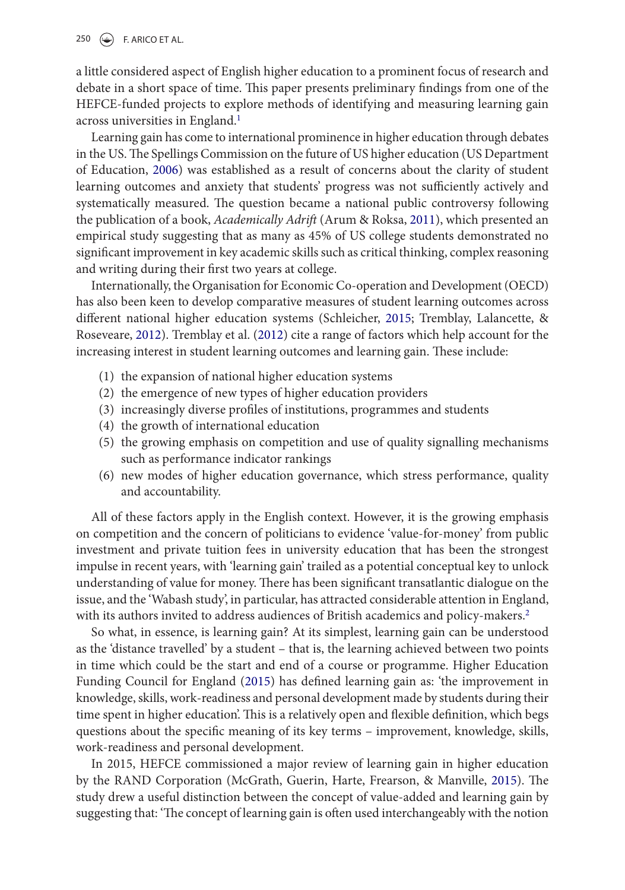a little considered aspect of English higher education to a prominent focus of research and debate in a short space of time. This paper presents preliminary findings from one of the HEFCE-funded projects to explore methods of identifying and measuring learning gain across universities in England.[1]

Learning gain has come to international prominence in higher education through debates in the US. The Spellings Commission on the future of US higher education (US Department of Education, 2006) was established as a result of concerns about the clarity of student learning outcomes and anxiety that students' progress was not sufficiently actively and systematically measured. The question became a national public controversy following the publication of a book, *Academically Adrift* (Arum & Roksa, 2011), which presented an empirical study suggesting that as many as 45% of US college students demonstrated no significant improvement in key academic skills such as critical thinking, complex reasoning and writing during their first two years at college.

Internationally, the Organisation for Economic Co-operation and Development (OECD) has also been keen to develop comparative measures of student learning outcomes across different national higher education systems (Schleicher, 2015; Tremblay, Lalancette, & Roseveare, 2012). Tremblay et al. (2012) cite a range of factors which help account for the increasing interest in student learning outcomes and learning gain. These include:

(1) the expansion of national higher education systems
(2) the emergence of new types of higher education providers
(3) increasingly diverse profiles of institutions, programmes and students
(4) the growth of international education
(5) the growing emphasis on competition and use of quality signalling mechanisms such as performance indicator rankings
(6) new modes of higher education governance, which stress performance, quality and accountability.

All of these factors apply in the English context. However, it is the growing emphasis on competition and the concern of politicians to evidence 'value-for-money' from public investment and private tuition fees in university education that has been the strongest impulse in recent years, with 'learning gain' trailed as a potential conceptual key to unlock understanding of value for money. There has been significant transatlantic dialogue on the issue, and the 'Wabash study', in particular, has attracted considerable attention in England, with its authors invited to address audiences of British academics and policy-makers.[2]

So what, in essence, is learning gain? At its simplest, learning gain can be understood as the 'distance travelled' by a student – that is, the learning achieved between two points in time which could be the start and end of a course or programme. Higher Education Funding Council for England (2015) has defined learning gain as: 'the improvement in knowledge, skills, work-readiness and personal development made by students during their time spent in higher education'. This is a relatively open and flexible definition, which begs questions about the specific meaning of its key terms – improvement, knowledge, skills, work-readiness and personal development.

In 2015, HEFCE commissioned a major review of learning gain in higher education by the RAND Corporation (McGrath, Guerin, Harte, Frearson, & Manville, 2015). The study drew a useful distinction between the concept of value-added and learning gain by suggesting that: 'The concept of learning gain is often used interchangeably with the notion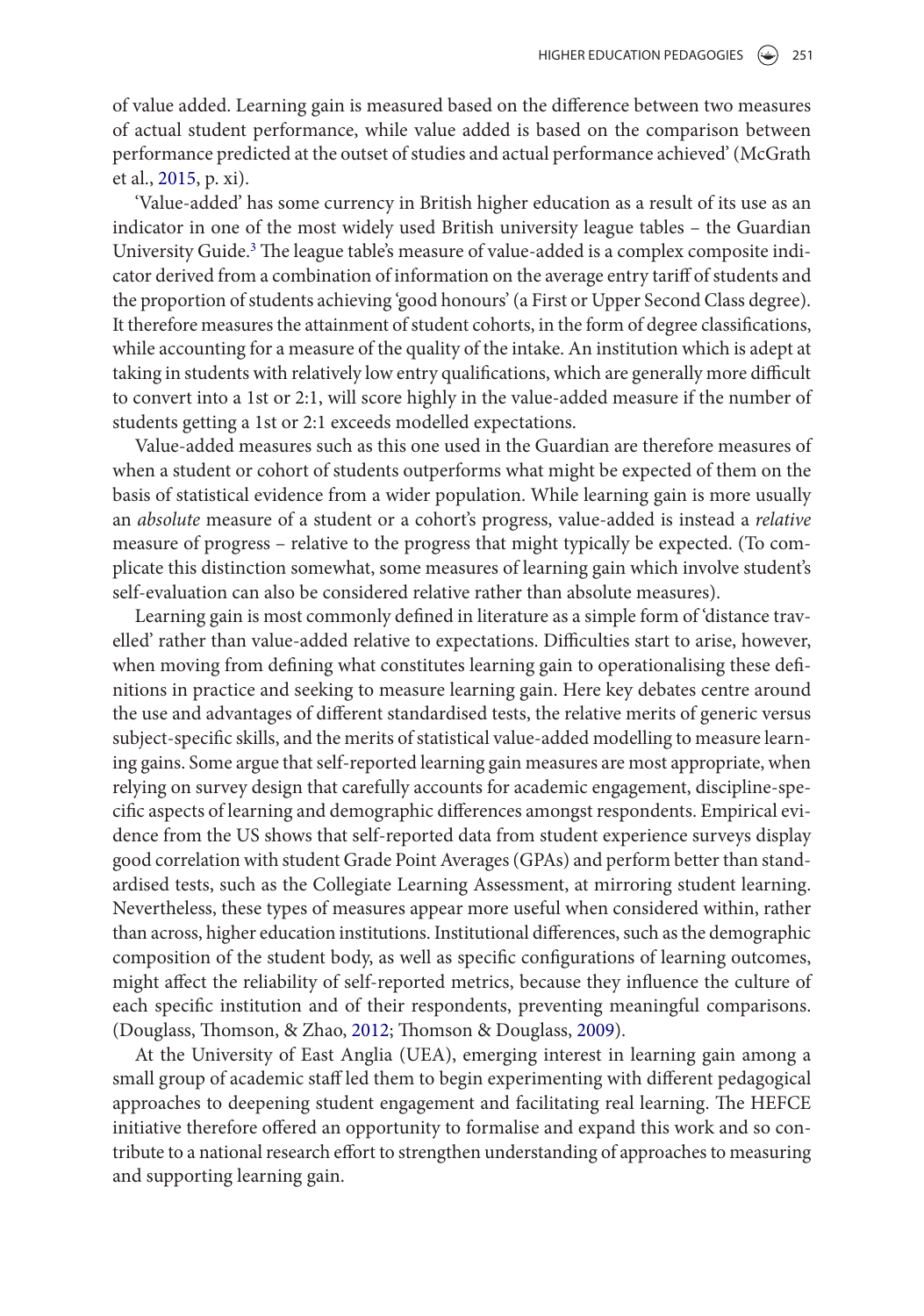of value added. Learning gain is measured based on the difference between two measures of actual student performance, while value added is based on the comparison between performance predicted at the outset of studies and actual performance achieved' (McGrath et al., 2015, p. xi).

'Value-added' has some currency in British higher education as a result of its use as an indicator in one of the most widely used British university league tables – the Guardian University Guide.[3] The league table's measure of value-added is a complex composite indicator derived from a combination of information on the average entry tariff of students and the proportion of students achieving 'good honours' (a First or Upper Second Class degree). It therefore measures the attainment of student cohorts, in the form of degree classifications, while accounting for a measure of the quality of the intake. An institution which is adept at taking in students with relatively low entry qualifications, which are generally more difficult to convert into a 1st or 2:1, will score highly in the value-added measure if the number of students getting a 1st or 2:1 exceeds modelled expectations.

Value-added measures such as this one used in the Guardian are therefore measures of when a student or cohort of students outperforms what might be expected of them on the basis of statistical evidence from a wider population. While learning gain is more usually an *absolute* measure of a student or a cohort's progress, value-added is instead a *relative* measure of progress – relative to the progress that might typically be expected. (To complicate this distinction somewhat, some measures of learning gain which involve student's self-evaluation can also be considered relative rather than absolute measures).

Learning gain is most commonly defined in literature as a simple form of 'distance travelled' rather than value-added relative to expectations. Difficulties start to arise, however, when moving from defining what constitutes learning gain to operationalising these definitions in practice and seeking to measure learning gain. Here key debates centre around the use and advantages of different standardised tests, the relative merits of generic versus subject-specific skills, and the merits of statistical value-added modelling to measure learning gains. Some argue that self-reported learning gain measures are most appropriate, when relying on survey design that carefully accounts for academic engagement, discipline-specific aspects of learning and demographic differences amongst respondents. Empirical evidence from the US shows that self-reported data from student experience surveys display good correlation with student Grade Point Averages (GPAs) and perform better than standardised tests, such as the Collegiate Learning Assessment, at mirroring student learning. Nevertheless, these types of measures appear more useful when considered within, rather than across, higher education institutions. Institutional differences, such as the demographic composition of the student body, as well as specific configurations of learning outcomes, might affect the reliability of self-reported metrics, because they influence the culture of each specific institution and of their respondents, preventing meaningful comparisons. (Douglass, Thomson, & Zhao, 2012; Thomson & Douglass, 2009).

At the University of East Anglia (UEA), emerging interest in learning gain among a small group of academic staff led them to begin experimenting with different pedagogical approaches to deepening student engagement and facilitating real learning. The HEFCE initiative therefore offered an opportunity to formalise and expand this work and so contribute to a national research effort to strengthen understanding of approaches to measuring and supporting learning gain.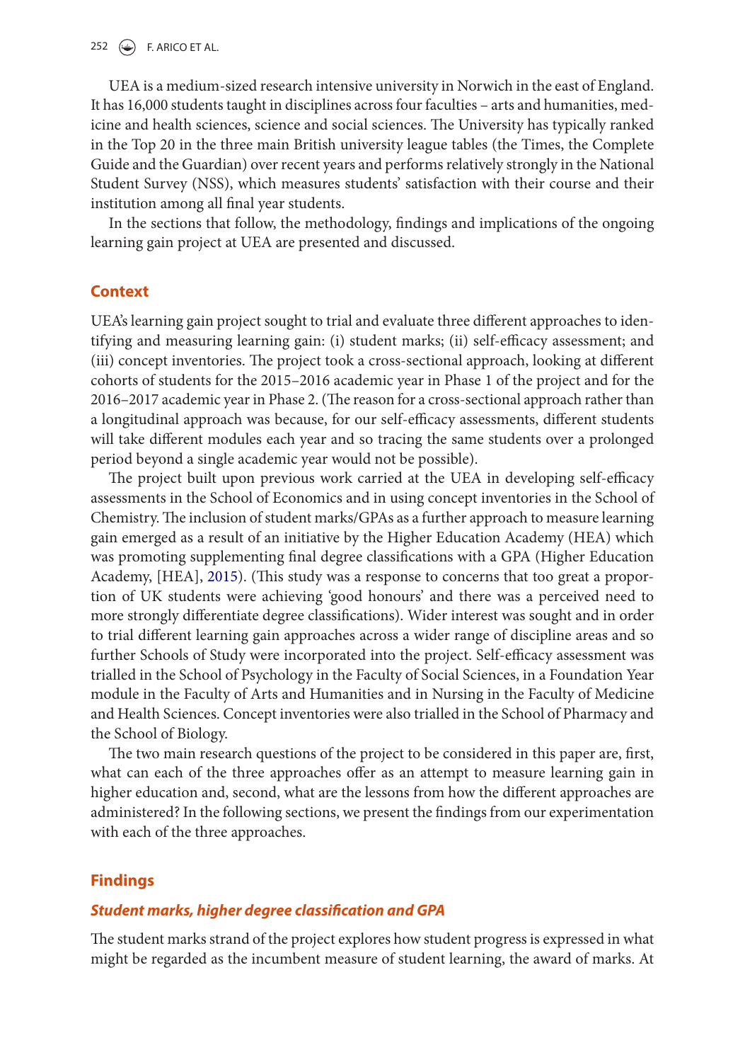UEA is a medium-sized research intensive university in Norwich in the east of England. It has 16,000 students taught in disciplines across four faculties – arts and humanities, medicine and health sciences, science and social sciences. The University has typically ranked in the Top 20 in the three main British university league tables (the Times, the Complete Guide and the Guardian) over recent years and performs relatively strongly in the National Student Survey (NSS), which measures students' satisfaction with their course and their institution among all final year students.

In the sections that follow, the methodology, findings and implications of the ongoing learning gain project at UEA are presented and discussed.

## Context

UEA's learning gain project sought to trial and evaluate three different approaches to identifying and measuring learning gain: (i) student marks; (ii) self-efficacy assessment; and (iii) concept inventories. The project took a cross-sectional approach, looking at different cohorts of students for the 2015–2016 academic year in Phase 1 of the project and for the 2016–2017 academic year in Phase 2. (The reason for a cross-sectional approach rather than a longitudinal approach was because, for our self-efficacy assessments, different students will take different modules each year and so tracing the same students over a prolonged period beyond a single academic year would not be possible).

The project built upon previous work carried at the UEA in developing self-efficacy assessments in the School of Economics and in using concept inventories in the School of Chemistry. The inclusion of student marks/GPAs as a further approach to measure learning gain emerged as a result of an initiative by the Higher Education Academy (HEA) which was promoting supplementing final degree classifications with a GPA (Higher Education Academy, [HEA], 2015). (This study was a response to concerns that too great a proportion of UK students were achieving 'good honours' and there was a perceived need to more strongly differentiate degree classifications). Wider interest was sought and in order to trial different learning gain approaches across a wider range of discipline areas and so further Schools of Study were incorporated into the project. Self-efficacy assessment was trialled in the School of Psychology in the Faculty of Social Sciences, in a Foundation Year module in the Faculty of Arts and Humanities and in Nursing in the Faculty of Medicine and Health Sciences. Concept inventories were also trialled in the School of Pharmacy and the School of Biology.

The two main research questions of the project to be considered in this paper are, first, what can each of the three approaches offer as an attempt to measure learning gain in higher education and, second, what are the lessons from how the different approaches are administered? In the following sections, we present the findings from our experimentation with each of the three approaches.

## Findings

### *Student marks, higher degree classification and GPA*

The student marks strand of the project explores how student progress is expressed in what might be regarded as the incumbent measure of student learning, the award of marks. At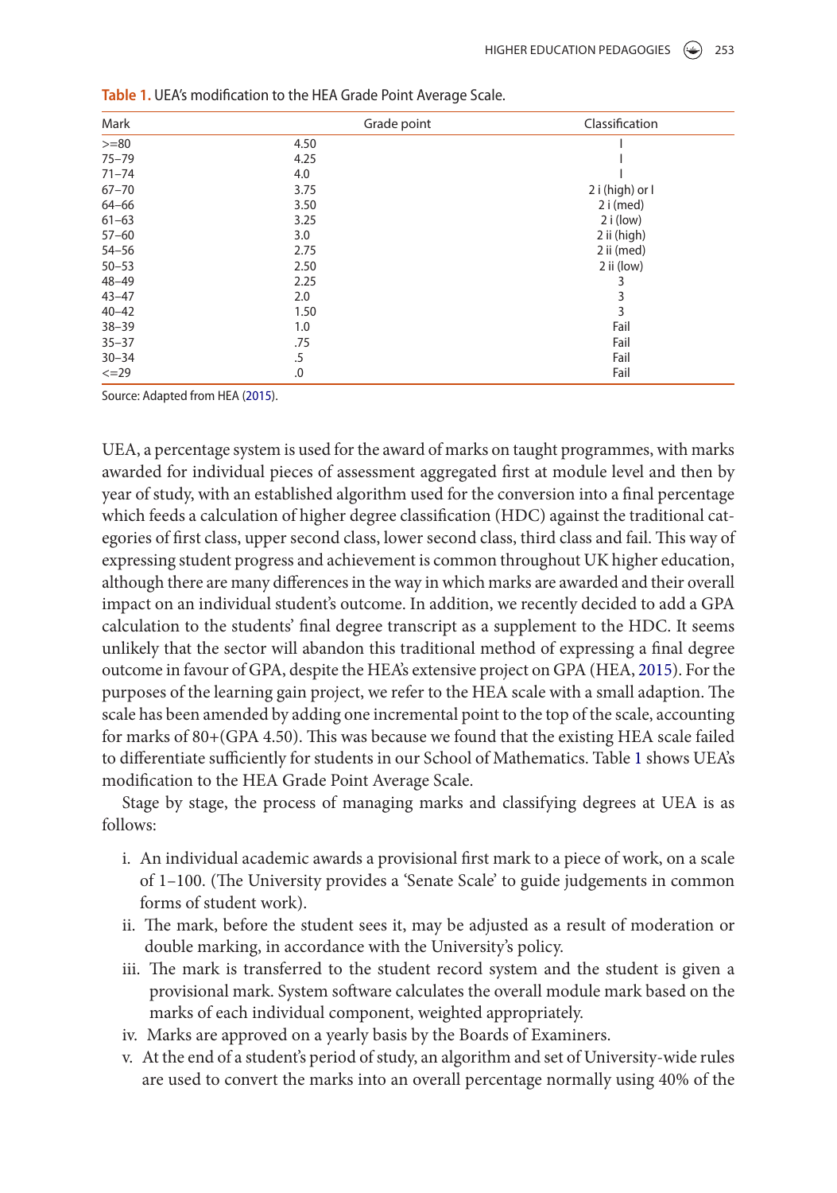**Table 1.** UEA's modification to the HEA Grade Point Average Scale.

| Mark | Grade point | Classification |
|---|---|---|
| >=80 | 4.50 | I |
| 75–79 | 4.25 | I |
| 71–74 | 4.0 | I |
| 67–70 | 3.75 | 2 i (high) or I |
| 64–66 | 3.50 | 2 i (med) |
| 61–63 | 3.25 | 2 i (low) |
| 57–60 | 3.0 | 2 ii (high) |
| 54–56 | 2.75 | 2 ii (med) |
| 50–53 | 2.50 | 2 ii (low) |
| 48–49 | 2.25 | 3 |
| 43–47 | 2.0 | 3 |
| 40–42 | 1.50 | 3 |
| 38–39 | 1.0 | Fail |
| 35–37 | .75 | Fail |
| 30–34 | .5 | Fail |
| <=29 | .0 | Fail |

Source: Adapted from HEA (2015).

UEA, a percentage system is used for the award of marks on taught programmes, with marks awarded for individual pieces of assessment aggregated first at module level and then by year of study, with an established algorithm used for the conversion into a final percentage which feeds a calculation of higher degree classification (HDC) against the traditional categories of first class, upper second class, lower second class, third class and fail. This way of expressing student progress and achievement is common throughout UK higher education, although there are many differences in the way in which marks are awarded and their overall impact on an individual student's outcome. In addition, we recently decided to add a GPA calculation to the students' final degree transcript as a supplement to the HDC. It seems unlikely that the sector will abandon this traditional method of expressing a final degree outcome in favour of GPA, despite the HEA's extensive project on GPA (HEA, 2015). For the purposes of the learning gain project, we refer to the HEA scale with a small adaption. The scale has been amended by adding one incremental point to the top of the scale, accounting for marks of 80+(GPA 4.50). This was because we found that the existing HEA scale failed to differentiate sufficiently for students in our School of Mathematics. Table 1 shows UEA's modification to the HEA Grade Point Average Scale.

Stage by stage, the process of managing marks and classifying degrees at UEA is as follows:

i. An individual academic awards a provisional first mark to a piece of work, on a scale of 1–100. (The University provides a 'Senate Scale' to guide judgements in common forms of student work).
ii. The mark, before the student sees it, may be adjusted as a result of moderation or double marking, in accordance with the University's policy.
iii. The mark is transferred to the student record system and the student is given a provisional mark. System software calculates the overall module mark based on the marks of each individual component, weighted appropriately.
iv. Marks are approved on a yearly basis by the Boards of Examiners.
v. At the end of a student's period of study, an algorithm and set of University-wide rules are used to convert the marks into an overall percentage normally using 40% of the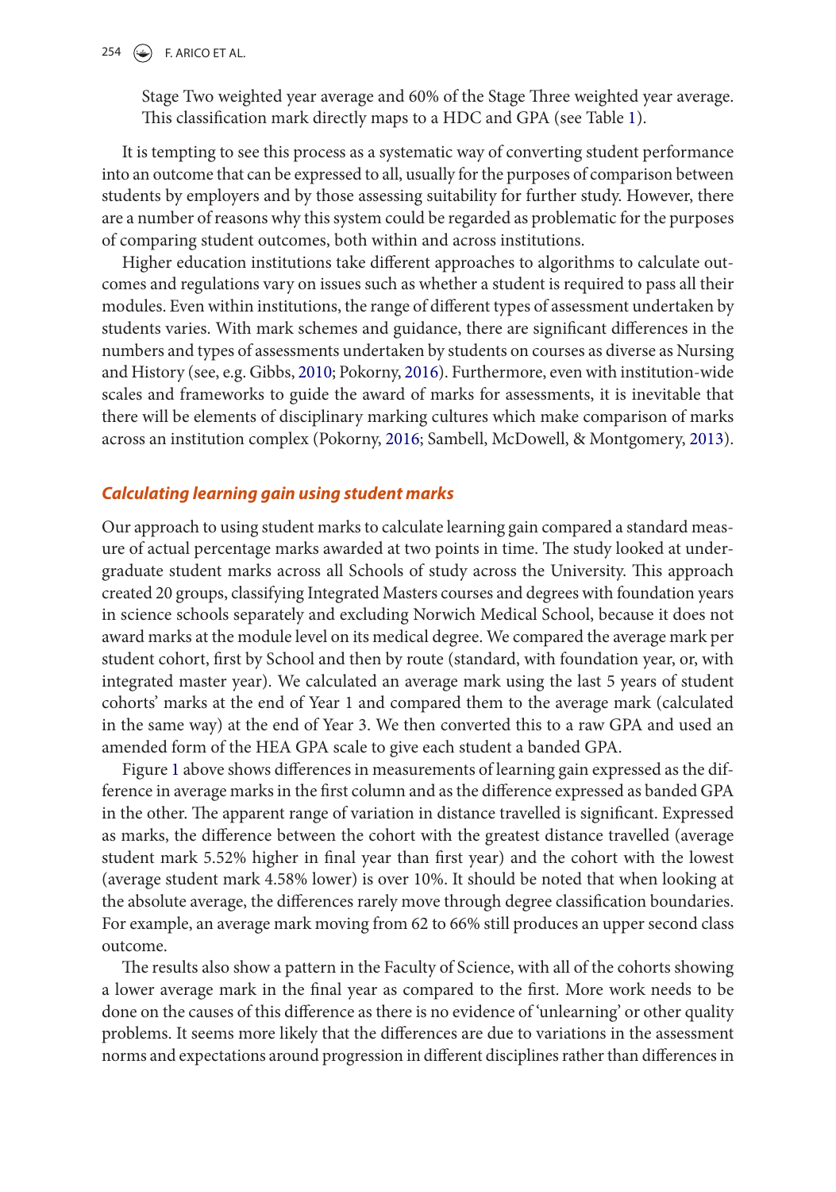Stage Two weighted year average and 60% of the Stage Three weighted year average. This classification mark directly maps to a HDC and GPA (see Table 1).

It is tempting to see this process as a systematic way of converting student performance into an outcome that can be expressed to all, usually for the purposes of comparison between students by employers and by those assessing suitability for further study. However, there are a number of reasons why this system could be regarded as problematic for the purposes of comparing student outcomes, both within and across institutions.

Higher education institutions take different approaches to algorithms to calculate outcomes and regulations vary on issues such as whether a student is required to pass all their modules. Even within institutions, the range of different types of assessment undertaken by students varies. With mark schemes and guidance, there are significant differences in the numbers and types of assessments undertaken by students on courses as diverse as Nursing and History (see, e.g. Gibbs, 2010; Pokorny, 2016). Furthermore, even with institution-wide scales and frameworks to guide the award of marks for assessments, it is inevitable that there will be elements of disciplinary marking cultures which make comparison of marks across an institution complex (Pokorny, 2016; Sambell, McDowell, & Montgomery, 2013).

### *Calculating learning gain using student marks*

Our approach to using student marks to calculate learning gain compared a standard measure of actual percentage marks awarded at two points in time. The study looked at undergraduate student marks across all Schools of study across the University. This approach created 20 groups, classifying Integrated Masters courses and degrees with foundation years in science schools separately and excluding Norwich Medical School, because it does not award marks at the module level on its medical degree. We compared the average mark per student cohort, first by School and then by route (standard, with foundation year, or, with integrated master year). We calculated an average mark using the last 5 years of student cohorts' marks at the end of Year 1 and compared them to the average mark (calculated in the same way) at the end of Year 3. We then converted this to a raw GPA and used an amended form of the HEA GPA scale to give each student a banded GPA.

Figure 1 above shows differences in measurements of learning gain expressed as the difference in average marks in the first column and as the difference expressed as banded GPA in the other. The apparent range of variation in distance travelled is significant. Expressed as marks, the difference between the cohort with the greatest distance travelled (average student mark 5.52% higher in final year than first year) and the cohort with the lowest (average student mark 4.58% lower) is over 10%. It should be noted that when looking at the absolute average, the differences rarely move through degree classification boundaries. For example, an average mark moving from 62 to 66% still produces an upper second class outcome.

The results also show a pattern in the Faculty of Science, with all of the cohorts showing a lower average mark in the final year as compared to the first. More work needs to be done on the causes of this difference as there is no evidence of 'unlearning' or other quality problems. It seems more likely that the differences are due to variations in the assessment norms and expectations around progression in different disciplines rather than differences in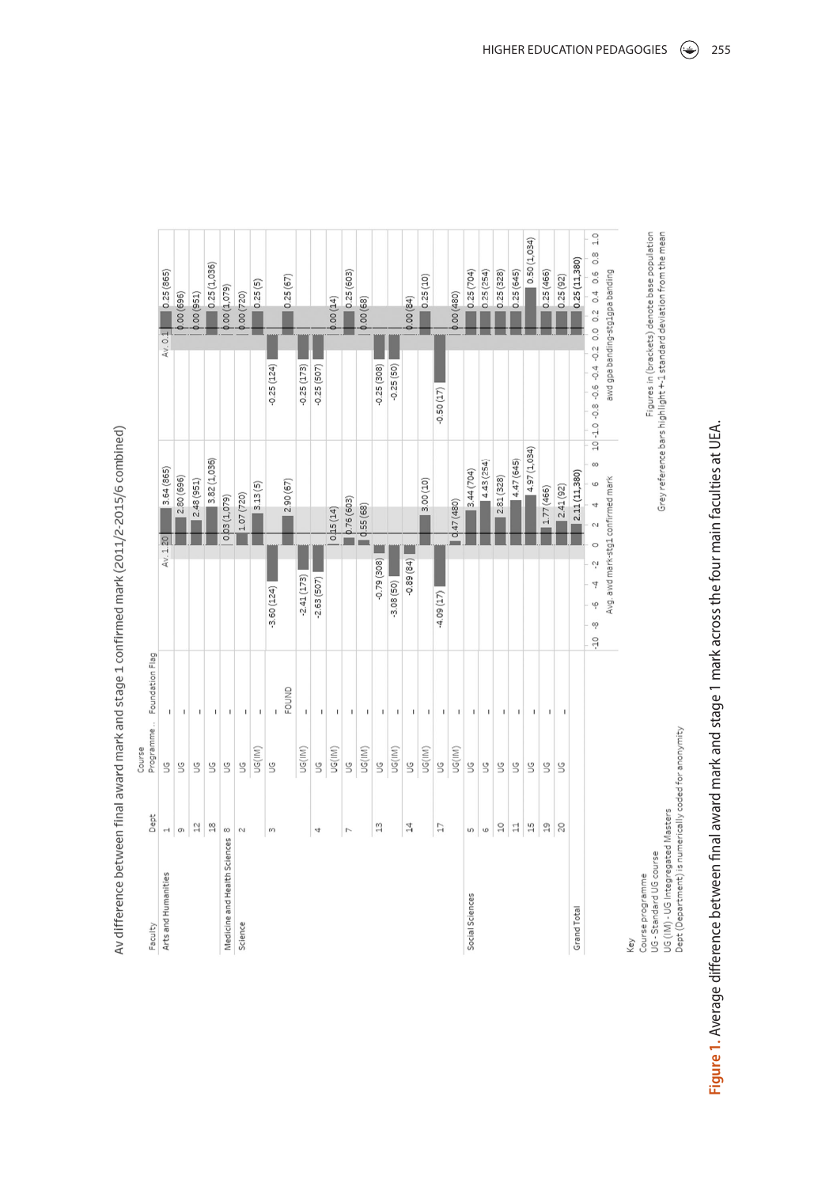Av difference between final award mark and stage 1 confirmed mark (2011/2-2015/6 combined)

| Faculty | Dept | Course Programme.. | Foundation Flag | Avg. awd mark-stg1 confirmed mark (Av. 1.20) | awd gpa banding-stg1gpa banding (Av. 0.1) |
|---|---|---|---|---|---|
| Arts and Humanities | 1 | UG | - | 3.64 (865) | 0.25 (865) |
| | 9 | UG | - | 2.80 (696) | 0.00 (696) |
| | 12 | UG | - | 2.48 (951) | 0.00 (951) |
| | 18 | UG | - | 3.82 (1,036) | 0.25 (1,036) |
| Medicine and Health Sciences | 8 | UG | - | 0.03 (1,079) | 0.00 (1,079) |
| Science | 2 | UG | - | 1.07 (720) | 0.00 (720) |
| | | UG(IM) | - | 3.13 (5) | 0.25 (5) |
| | 3 | UG | - | -3.60 (124) | -0.25 (124) |
| | | | FOUND | 2.90 (67) | 0.25 (67) |
| | | UG(IM) | - | -2.41 (173) | -0.25 (173) |
| | 4 | UG | - | -2.63 (507) | -0.25 (507) |
| | | UG(IM) | - | 0.15 (14) | 0.00 (14) |
| | 7 | UG | - | 0.76 (603) | 0.25 (603) |
| | | UG(IM) | - | 0.55 (68) | 0.00 (68) |
| | 13 | UG | - | -0.79 (308) | -0.25 (308) |
| | | UG(IM) | - | -3.08 (50) | -0.25 (50) |
| | 14 | UG | - | -0.89 (84) | 0.00 (84) |
| | | UG(IM) | - | 3.00 (10) | 0.25 (10) |
| | 17 | UG | - | -4.09 (17) | -0.50 (17) |
| | | UG(IM) | - | 0.47 (480) | 0.00 (480) |
| Social Sciences | 5 | UG | - | 3.44 (704) | 0.25 (704) |
| | 6 | UG | - | 4.43 (254) | 0.25 (254) |
| | 10 | UG | - | 2.81 (328) | 0.25 (328) |
| | 11 | UG | - | 4.47 (645) | 0.25 (645) |
| | 15 | UG | - | 4.97 (1,034) | 0.50 (1,034) |
| | 19 | UG | - | 1.77 (466) | 0.25 (466) |
| | 20 | UG | - | 2.41 (92) | 0.25 (92) |
| Grand Total | | | | 2.11 (11,380) | 0.25 (11,380) |

Key
Course programme
UG - Standard UG course
UG (IM) - UG Integregated Masters
Dept (Department) is numerically coded for anonymity

Figures in (brackets) denote base population
Grey reference bars highlight +-1 standard deviation from the mean

**Figure 1.** Average difference between final award mark and stage 1 mark across the four main faculties at UEA.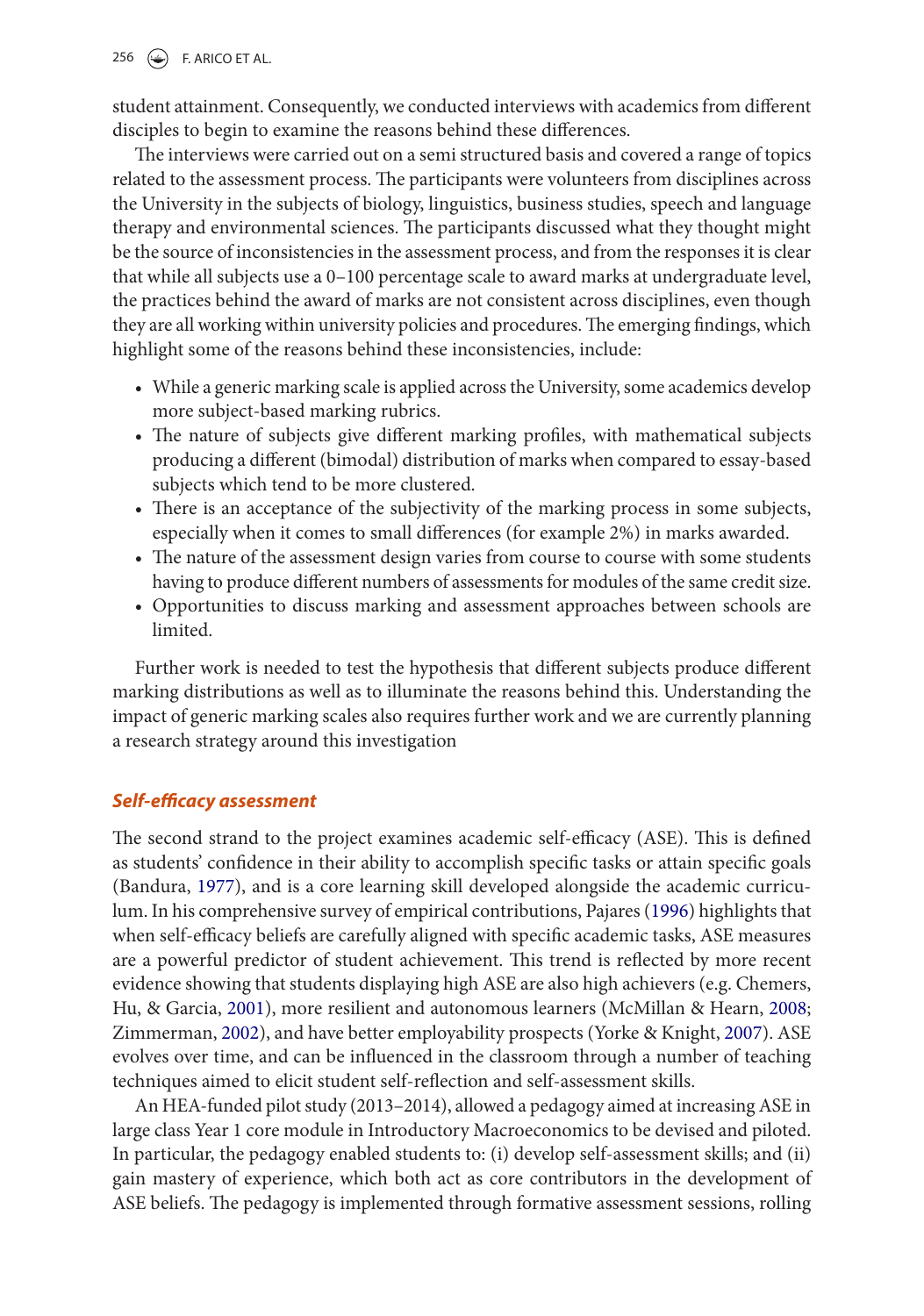student attainment. Consequently, we conducted interviews with academics from different disciples to begin to examine the reasons behind these differences.

The interviews were carried out on a semi structured basis and covered a range of topics related to the assessment process. The participants were volunteers from disciplines across the University in the subjects of biology, linguistics, business studies, speech and language therapy and environmental sciences. The participants discussed what they thought might be the source of inconsistencies in the assessment process, and from the responses it is clear that while all subjects use a 0–100 percentage scale to award marks at undergraduate level, the practices behind the award of marks are not consistent across disciplines, even though they are all working within university policies and procedures. The emerging findings, which highlight some of the reasons behind these inconsistencies, include:

- While a generic marking scale is applied across the University, some academics develop more subject-based marking rubrics.
- The nature of subjects give different marking profiles, with mathematical subjects producing a different (bimodal) distribution of marks when compared to essay-based subjects which tend to be more clustered.
- There is an acceptance of the subjectivity of the marking process in some subjects, especially when it comes to small differences (for example 2%) in marks awarded.
- The nature of the assessment design varies from course to course with some students having to produce different numbers of assessments for modules of the same credit size.
- Opportunities to discuss marking and assessment approaches between schools are limited.

Further work is needed to test the hypothesis that different subjects produce different marking distributions as well as to illuminate the reasons behind this. Understanding the impact of generic marking scales also requires further work and we are currently planning a research strategy around this investigation

### *Self-efficacy assessment*

The second strand to the project examines academic self-efficacy (ASE). This is defined as students' confidence in their ability to accomplish specific tasks or attain specific goals (Bandura, 1977), and is a core learning skill developed alongside the academic curriculum. In his comprehensive survey of empirical contributions, Pajares (1996) highlights that when self-efficacy beliefs are carefully aligned with specific academic tasks, ASE measures are a powerful predictor of student achievement. This trend is reflected by more recent evidence showing that students displaying high ASE are also high achievers (e.g. Chemers, Hu, & Garcia, 2001), more resilient and autonomous learners (McMillan & Hearn, 2008; Zimmerman, 2002), and have better employability prospects (Yorke & Knight, 2007). ASE evolves over time, and can be influenced in the classroom through a number of teaching techniques aimed to elicit student self-reflection and self-assessment skills.

An HEA-funded pilot study (2013–2014), allowed a pedagogy aimed at increasing ASE in large class Year 1 core module in Introductory Macroeconomics to be devised and piloted. In particular, the pedagogy enabled students to: (i) develop self-assessment skills; and (ii) gain mastery of experience, which both act as core contributors in the development of ASE beliefs. The pedagogy is implemented through formative assessment sessions, rolling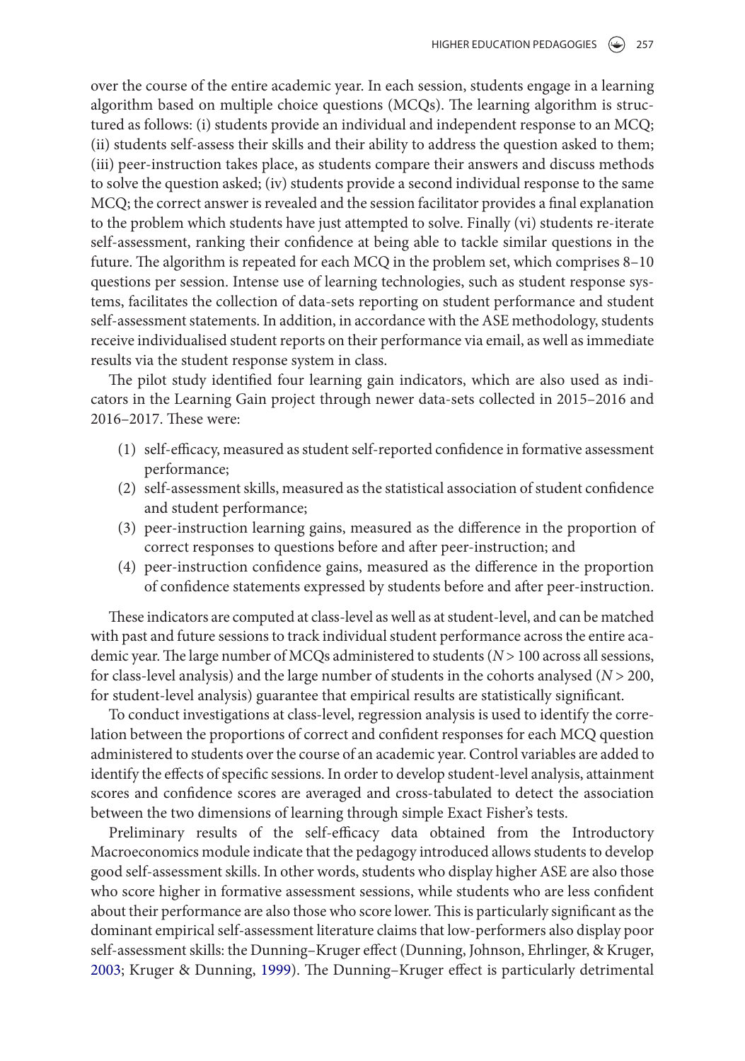over the course of the entire academic year. In each session, students engage in a learning algorithm based on multiple choice questions (MCQs). The learning algorithm is structured as follows: (i) students provide an individual and independent response to an MCQ; (ii) students self-assess their skills and their ability to address the question asked to them; (iii) peer-instruction takes place, as students compare their answers and discuss methods to solve the question asked; (iv) students provide a second individual response to the same MCQ; the correct answer is revealed and the session facilitator provides a final explanation to the problem which students have just attempted to solve. Finally (vi) students re-iterate self-assessment, ranking their confidence at being able to tackle similar questions in the future. The algorithm is repeated for each MCQ in the problem set, which comprises 8–10 questions per session. Intense use of learning technologies, such as student response systems, facilitates the collection of data-sets reporting on student performance and student self-assessment statements. In addition, in accordance with the ASE methodology, students receive individualised student reports on their performance via email, as well as immediate results via the student response system in class.

The pilot study identified four learning gain indicators, which are also used as indicators in the Learning Gain project through newer data-sets collected in 2015–2016 and 2016–2017. These were:

(1) self-efficacy, measured as student self-reported confidence in formative assessment performance;
(2) self-assessment skills, measured as the statistical association of student confidence and student performance;
(3) peer-instruction learning gains, measured as the difference in the proportion of correct responses to questions before and after peer-instruction; and
(4) peer-instruction confidence gains, measured as the difference in the proportion of confidence statements expressed by students before and after peer-instruction.

These indicators are computed at class-level as well as at student-level, and can be matched with past and future sessions to track individual student performance across the entire academic year. The large number of MCQs administered to students ($N > 100$ across all sessions, for class-level analysis) and the large number of students in the cohorts analysed ($N > 200$, for student-level analysis) guarantee that empirical results are statistically significant.

To conduct investigations at class-level, regression analysis is used to identify the correlation between the proportions of correct and confident responses for each MCQ question administered to students over the course of an academic year. Control variables are added to identify the effects of specific sessions. In order to develop student-level analysis, attainment scores and confidence scores are averaged and cross-tabulated to detect the association between the two dimensions of learning through simple Exact Fisher's tests.

Preliminary results of the self-efficacy data obtained from the Introductory Macroeconomics module indicate that the pedagogy introduced allows students to develop good self-assessment skills. In other words, students who display higher ASE are also those who score higher in formative assessment sessions, while students who are less confident about their performance are also those who score lower. This is particularly significant as the dominant empirical self-assessment literature claims that low-performers also display poor self-assessment skills: the Dunning–Kruger effect (Dunning, Johnson, Ehrlinger, & Kruger, 2003; Kruger & Dunning, 1999). The Dunning–Kruger effect is particularly detrimental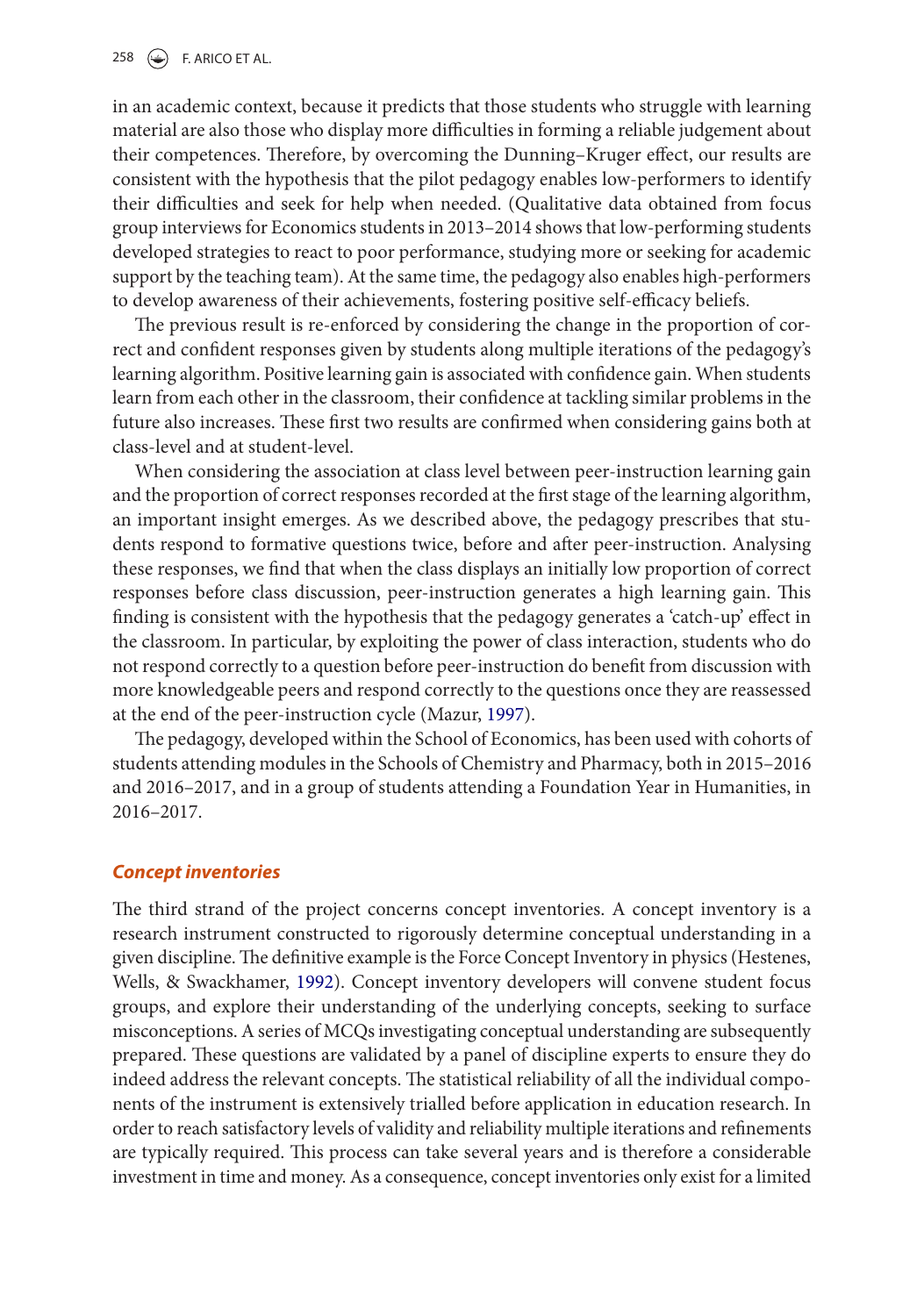in an academic context, because it predicts that those students who struggle with learning material are also those who display more difficulties in forming a reliable judgement about their competences. Therefore, by overcoming the Dunning–Kruger effect, our results are consistent with the hypothesis that the pilot pedagogy enables low-performers to identify their difficulties and seek for help when needed. (Qualitative data obtained from focus group interviews for Economics students in 2013–2014 shows that low-performing students developed strategies to react to poor performance, studying more or seeking for academic support by the teaching team). At the same time, the pedagogy also enables high-performers to develop awareness of their achievements, fostering positive self-efficacy beliefs.

The previous result is re-enforced by considering the change in the proportion of correct and confident responses given by students along multiple iterations of the pedagogy's learning algorithm. Positive learning gain is associated with confidence gain. When students learn from each other in the classroom, their confidence at tackling similar problems in the future also increases. These first two results are confirmed when considering gains both at class-level and at student-level.

When considering the association at class level between peer-instruction learning gain and the proportion of correct responses recorded at the first stage of the learning algorithm, an important insight emerges. As we described above, the pedagogy prescribes that students respond to formative questions twice, before and after peer-instruction. Analysing these responses, we find that when the class displays an initially low proportion of correct responses before class discussion, peer-instruction generates a high learning gain. This finding is consistent with the hypothesis that the pedagogy generates a 'catch-up' effect in the classroom. In particular, by exploiting the power of class interaction, students who do not respond correctly to a question before peer-instruction do benefit from discussion with more knowledgeable peers and respond correctly to the questions once they are reassessed at the end of the peer-instruction cycle (Mazur, 1997).

The pedagogy, developed within the School of Economics, has been used with cohorts of students attending modules in the Schools of Chemistry and Pharmacy, both in 2015–2016 and 2016–2017, and in a group of students attending a Foundation Year in Humanities, in 2016–2017.

### *Concept inventories*

The third strand of the project concerns concept inventories. A concept inventory is a research instrument constructed to rigorously determine conceptual understanding in a given discipline. The definitive example is the Force Concept Inventory in physics (Hestenes, Wells, & Swackhamer, 1992). Concept inventory developers will convene student focus groups, and explore their understanding of the underlying concepts, seeking to surface misconceptions. A series of MCQs investigating conceptual understanding are subsequently prepared. These questions are validated by a panel of discipline experts to ensure they do indeed address the relevant concepts. The statistical reliability of all the individual components of the instrument is extensively trialled before application in education research. In order to reach satisfactory levels of validity and reliability multiple iterations and refinements are typically required. This process can take several years and is therefore a considerable investment in time and money. As a consequence, concept inventories only exist for a limited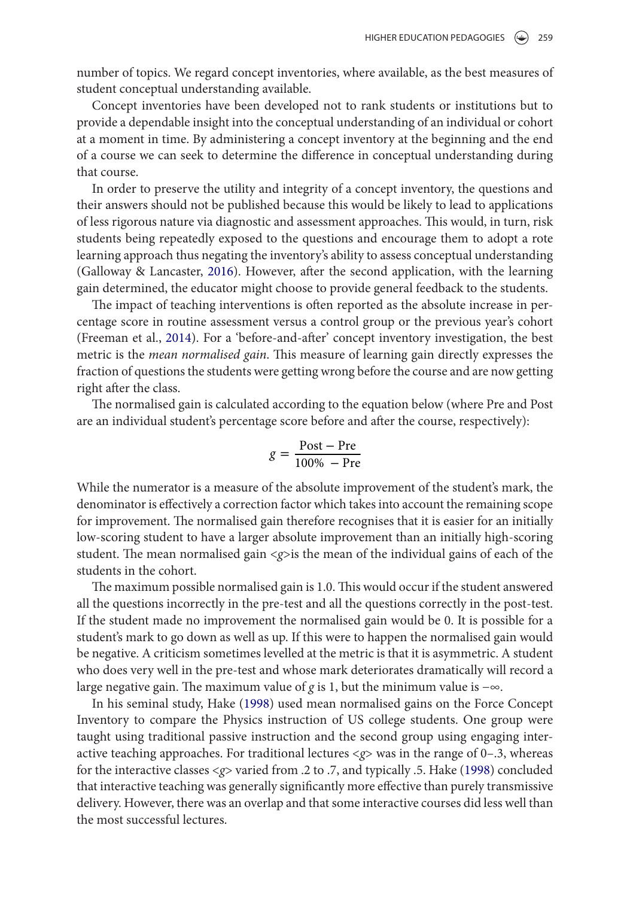number of topics. We regard concept inventories, where available, as the best measures of student conceptual understanding available.

Concept inventories have been developed not to rank students or institutions but to provide a dependable insight into the conceptual understanding of an individual or cohort at a moment in time. By administering a concept inventory at the beginning and the end of a course we can seek to determine the difference in conceptual understanding during that course.

In order to preserve the utility and integrity of a concept inventory, the questions and their answers should not be published because this would be likely to lead to applications of less rigorous nature via diagnostic and assessment approaches. This would, in turn, risk students being repeatedly exposed to the questions and encourage them to adopt a rote learning approach thus negating the inventory's ability to assess conceptual understanding (Galloway & Lancaster, 2016). However, after the second application, with the learning gain determined, the educator might choose to provide general feedback to the students.

The impact of teaching interventions is often reported as the absolute increase in percentage score in routine assessment versus a control group or the previous year's cohort (Freeman et al., 2014). For a 'before-and-after' concept inventory investigation, the best metric is the *mean normalised gain*. This measure of learning gain directly expresses the fraction of questions the students were getting wrong before the course and are now getting right after the class.

The normalised gain is calculated according to the equation below (where Pre and Post are an individual student's percentage score before and after the course, respectively):

$$g = \frac{\text{Post} - \text{Pre}}{100\% \ - \text{Pre}}$$

While the numerator is a measure of the absolute improvement of the student's mark, the denominator is effectively a correction factor which takes into account the remaining scope for improvement. The normalised gain therefore recognises that it is easier for an initially low-scoring student to have a larger absolute improvement than an initially high-scoring student. The mean normalised gain $\langle g \rangle$ is the mean of the individual gains of each of the students in the cohort.

The maximum possible normalised gain is 1.0. This would occur if the student answered all the questions incorrectly in the pre-test and all the questions correctly in the post-test. If the student made no improvement the normalised gain would be 0. It is possible for a student's mark to go down as well as up. If this were to happen the normalised gain would be negative. A criticism sometimes levelled at the metric is that it is asymmetric. A student who does very well in the pre-test and whose mark deteriorates dramatically will record a large negative gain. The maximum value of $g$ is 1, but the minimum value is $-\infty$.

In his seminal study, Hake (1998) used mean normalised gains on the Force Concept Inventory to compare the Physics instruction of US college students. One group were taught using traditional passive instruction and the second group using engaging interactive teaching approaches. For traditional lectures $\langle g \rangle$ was in the range of 0–.3, whereas for the interactive classes $\langle g \rangle$ varied from .2 to .7, and typically .5. Hake (1998) concluded that interactive teaching was generally significantly more effective than purely transmissive delivery. However, there was an overlap and that some interactive courses did less well than the most successful lectures.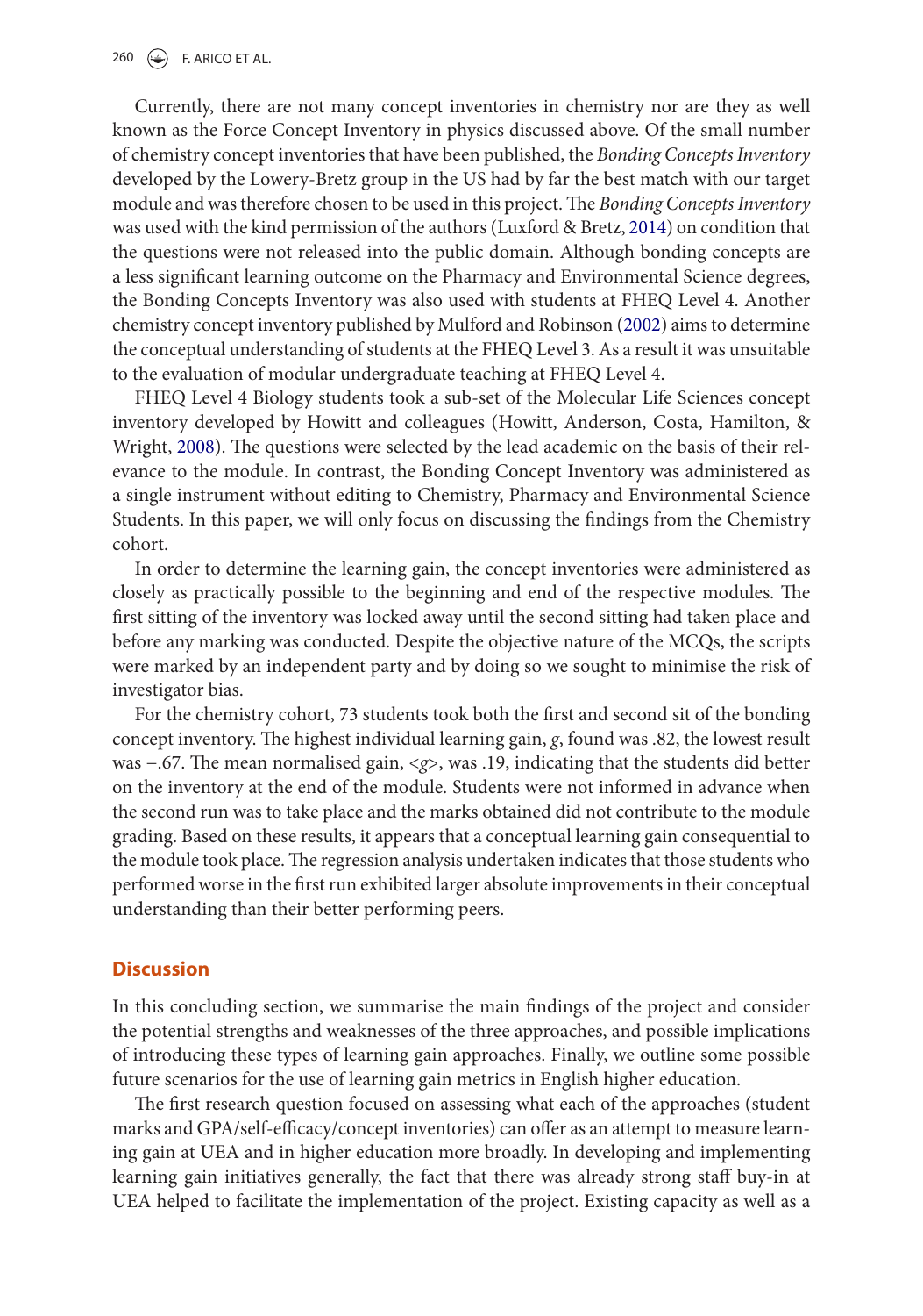Currently, there are not many concept inventories in chemistry nor are they as well known as the Force Concept Inventory in physics discussed above. Of the small number of chemistry concept inventories that have been published, the *Bonding Concepts Inventory* developed by the Lowery-Bretz group in the US had by far the best match with our target module and was therefore chosen to be used in this project. The *Bonding Concepts Inventory* was used with the kind permission of the authors (Luxford & Bretz, 2014) on condition that the questions were not released into the public domain. Although bonding concepts are a less significant learning outcome on the Pharmacy and Environmental Science degrees, the Bonding Concepts Inventory was also used with students at FHEQ Level 4. Another chemistry concept inventory published by Mulford and Robinson (2002) aims to determine the conceptual understanding of students at the FHEQ Level 3. As a result it was unsuitable to the evaluation of modular undergraduate teaching at FHEQ Level 4.

FHEQ Level 4 Biology students took a sub-set of the Molecular Life Sciences concept inventory developed by Howitt and colleagues (Howitt, Anderson, Costa, Hamilton, & Wright, 2008). The questions were selected by the lead academic on the basis of their relevance to the module. In contrast, the Bonding Concept Inventory was administered as a single instrument without editing to Chemistry, Pharmacy and Environmental Science Students. In this paper, we will only focus on discussing the findings from the Chemistry cohort.

In order to determine the learning gain, the concept inventories were administered as closely as practically possible to the beginning and end of the respective modules. The first sitting of the inventory was locked away until the second sitting had taken place and before any marking was conducted. Despite the objective nature of the MCQs, the scripts were marked by an independent party and by doing so we sought to minimise the risk of investigator bias.

For the chemistry cohort, 73 students took both the first and second sit of the bonding concept inventory. The highest individual learning gain, $g$, found was .82, the lowest result was −.67. The mean normalised gain, $\langle g \rangle$, was .19, indicating that the students did better on the inventory at the end of the module. Students were not informed in advance when the second run was to take place and the marks obtained did not contribute to the module grading. Based on these results, it appears that a conceptual learning gain consequential to the module took place. The regression analysis undertaken indicates that those students who performed worse in the first run exhibited larger absolute improvements in their conceptual understanding than their better performing peers.

## Discussion

In this concluding section, we summarise the main findings of the project and consider the potential strengths and weaknesses of the three approaches, and possible implications of introducing these types of learning gain approaches. Finally, we outline some possible future scenarios for the use of learning gain metrics in English higher education.

The first research question focused on assessing what each of the approaches (student marks and GPA/self-efficacy/concept inventories) can offer as an attempt to measure learning gain at UEA and in higher education more broadly. In developing and implementing learning gain initiatives generally, the fact that there was already strong staff buy-in at UEA helped to facilitate the implementation of the project. Existing capacity as well as a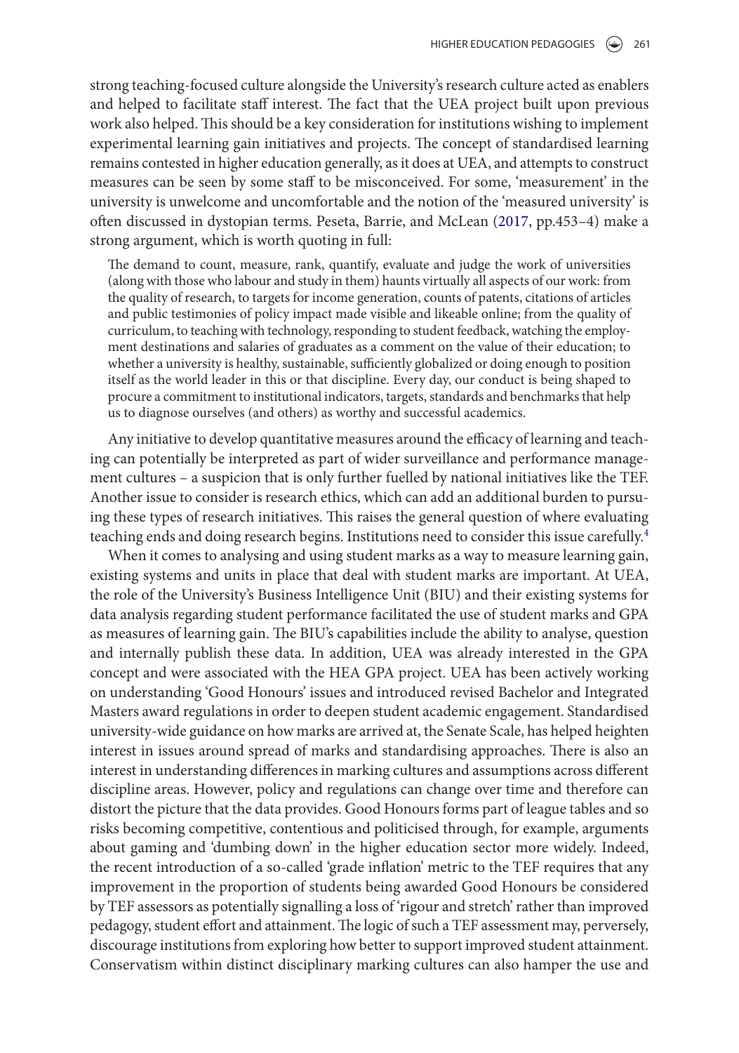strong teaching-focused culture alongside the University's research culture acted as enablers and helped to facilitate staff interest. The fact that the UEA project built upon previous work also helped. This should be a key consideration for institutions wishing to implement experimental learning gain initiatives and projects. The concept of standardised learning remains contested in higher education generally, as it does at UEA, and attempts to construct measures can be seen by some staff to be misconceived. For some, 'measurement' in the university is unwelcome and uncomfortable and the notion of the 'measured university' is often discussed in dystopian terms. Peseta, Barrie, and McLean (2017, pp.453–4) make a strong argument, which is worth quoting in full:

> The demand to count, measure, rank, quantify, evaluate and judge the work of universities (along with those who labour and study in them) haunts virtually all aspects of our work: from the quality of research, to targets for income generation, counts of patents, citations of articles and public testimonies of policy impact made visible and likeable online; from the quality of curriculum, to teaching with technology, responding to student feedback, watching the employment destinations and salaries of graduates as a comment on the value of their education; to whether a university is healthy, sustainable, sufficiently globalized or doing enough to position itself as the world leader in this or that discipline. Every day, our conduct is being shaped to procure a commitment to institutional indicators, targets, standards and benchmarks that help us to diagnose ourselves (and others) as worthy and successful academics.

Any initiative to develop quantitative measures around the efficacy of learning and teaching can potentially be interpreted as part of wider surveillance and performance management cultures – a suspicion that is only further fuelled by national initiatives like the TEF. Another issue to consider is research ethics, which can add an additional burden to pursuing these types of research initiatives. This raises the general question of where evaluating teaching ends and doing research begins. Institutions need to consider this issue carefully.[4]

When it comes to analysing and using student marks as a way to measure learning gain, existing systems and units in place that deal with student marks are important. At UEA, the role of the University's Business Intelligence Unit (BIU) and their existing systems for data analysis regarding student performance facilitated the use of student marks and GPA as measures of learning gain. The BIU's capabilities include the ability to analyse, question and internally publish these data. In addition, UEA was already interested in the GPA concept and were associated with the HEA GPA project. UEA has been actively working on understanding 'Good Honours' issues and introduced revised Bachelor and Integrated Masters award regulations in order to deepen student academic engagement. Standardised university-wide guidance on how marks are arrived at, the Senate Scale, has helped heighten interest in issues around spread of marks and standardising approaches. There is also an interest in understanding differences in marking cultures and assumptions across different discipline areas. However, policy and regulations can change over time and therefore can distort the picture that the data provides. Good Honours forms part of league tables and so risks becoming competitive, contentious and politicised through, for example, arguments about gaming and 'dumbing down' in the higher education sector more widely. Indeed, the recent introduction of a so-called 'grade inflation' metric to the TEF requires that any improvement in the proportion of students being awarded Good Honours be considered by TEF assessors as potentially signalling a loss of 'rigour and stretch' rather than improved pedagogy, student effort and attainment. The logic of such a TEF assessment may, perversely, discourage institutions from exploring how better to support improved student attainment. Conservatism within distinct disciplinary marking cultures can also hamper the use and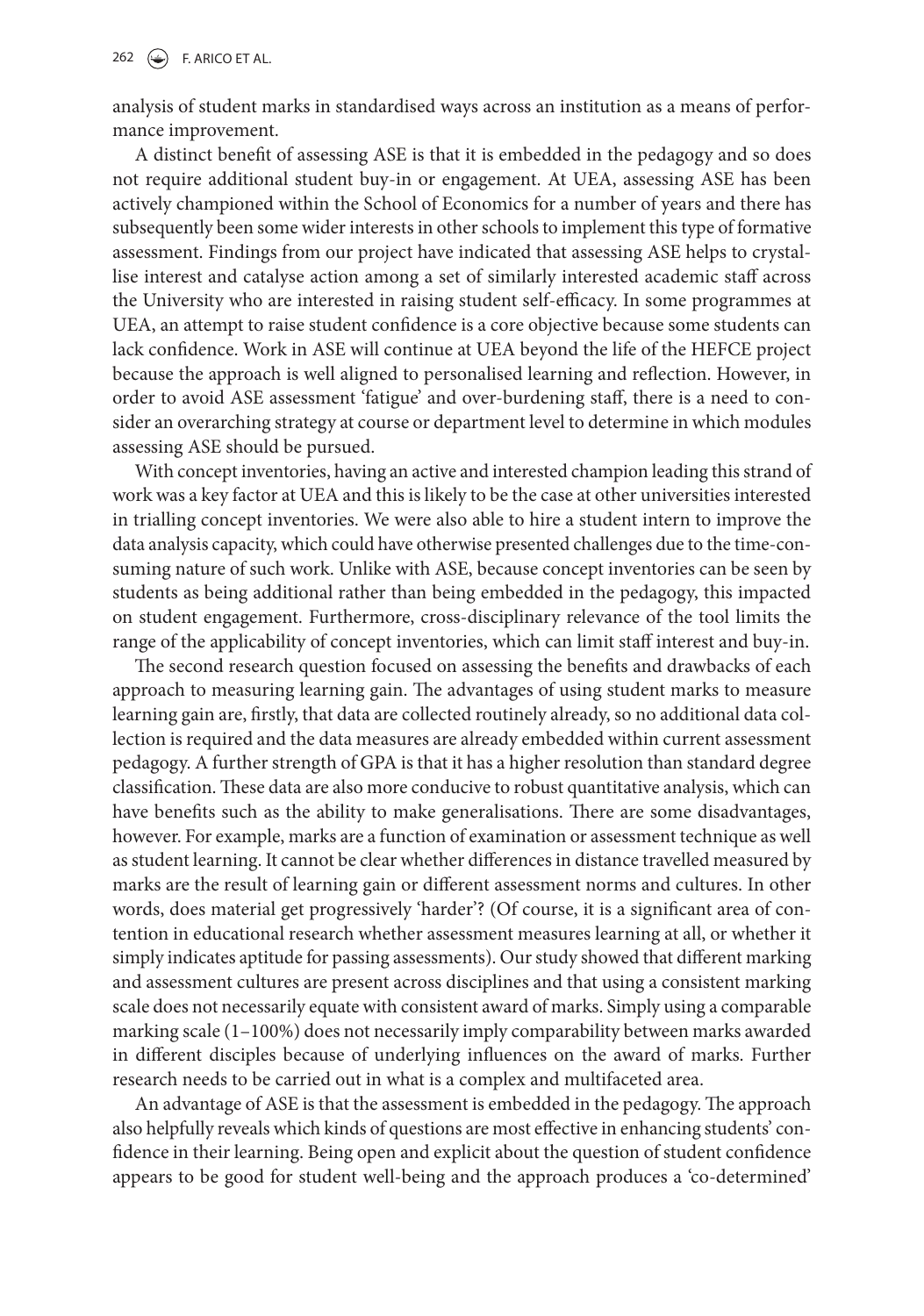analysis of student marks in standardised ways across an institution as a means of performance improvement.

A distinct benefit of assessing ASE is that it is embedded in the pedagogy and so does not require additional student buy-in or engagement. At UEA, assessing ASE has been actively championed within the School of Economics for a number of years and there has subsequently been some wider interests in other schools to implement this type of formative assessment. Findings from our project have indicated that assessing ASE helps to crystallise interest and catalyse action among a set of similarly interested academic staff across the University who are interested in raising student self-efficacy. In some programmes at UEA, an attempt to raise student confidence is a core objective because some students can lack confidence. Work in ASE will continue at UEA beyond the life of the HEFCE project because the approach is well aligned to personalised learning and reflection. However, in order to avoid ASE assessment 'fatigue' and over-burdening staff, there is a need to consider an overarching strategy at course or department level to determine in which modules assessing ASE should be pursued.

With concept inventories, having an active and interested champion leading this strand of work was a key factor at UEA and this is likely to be the case at other universities interested in trialling concept inventories. We were also able to hire a student intern to improve the data analysis capacity, which could have otherwise presented challenges due to the time-consuming nature of such work. Unlike with ASE, because concept inventories can be seen by students as being additional rather than being embedded in the pedagogy, this impacted on student engagement. Furthermore, cross-disciplinary relevance of the tool limits the range of the applicability of concept inventories, which can limit staff interest and buy-in.

The second research question focused on assessing the benefits and drawbacks of each approach to measuring learning gain. The advantages of using student marks to measure learning gain are, firstly, that data are collected routinely already, so no additional data collection is required and the data measures are already embedded within current assessment pedagogy. A further strength of GPA is that it has a higher resolution than standard degree classification. These data are also more conducive to robust quantitative analysis, which can have benefits such as the ability to make generalisations. There are some disadvantages, however. For example, marks are a function of examination or assessment technique as well as student learning. It cannot be clear whether differences in distance travelled measured by marks are the result of learning gain or different assessment norms and cultures. In other words, does material get progressively 'harder'? (Of course, it is a significant area of contention in educational research whether assessment measures learning at all, or whether it simply indicates aptitude for passing assessments). Our study showed that different marking and assessment cultures are present across disciplines and that using a consistent marking scale does not necessarily equate with consistent award of marks. Simply using a comparable marking scale (1–100%) does not necessarily imply comparability between marks awarded in different disciples because of underlying influences on the award of marks. Further research needs to be carried out in what is a complex and multifaceted area.

An advantage of ASE is that the assessment is embedded in the pedagogy. The approach also helpfully reveals which kinds of questions are most effective in enhancing students' confidence in their learning. Being open and explicit about the question of student confidence appears to be good for student well-being and the approach produces a 'co-determined'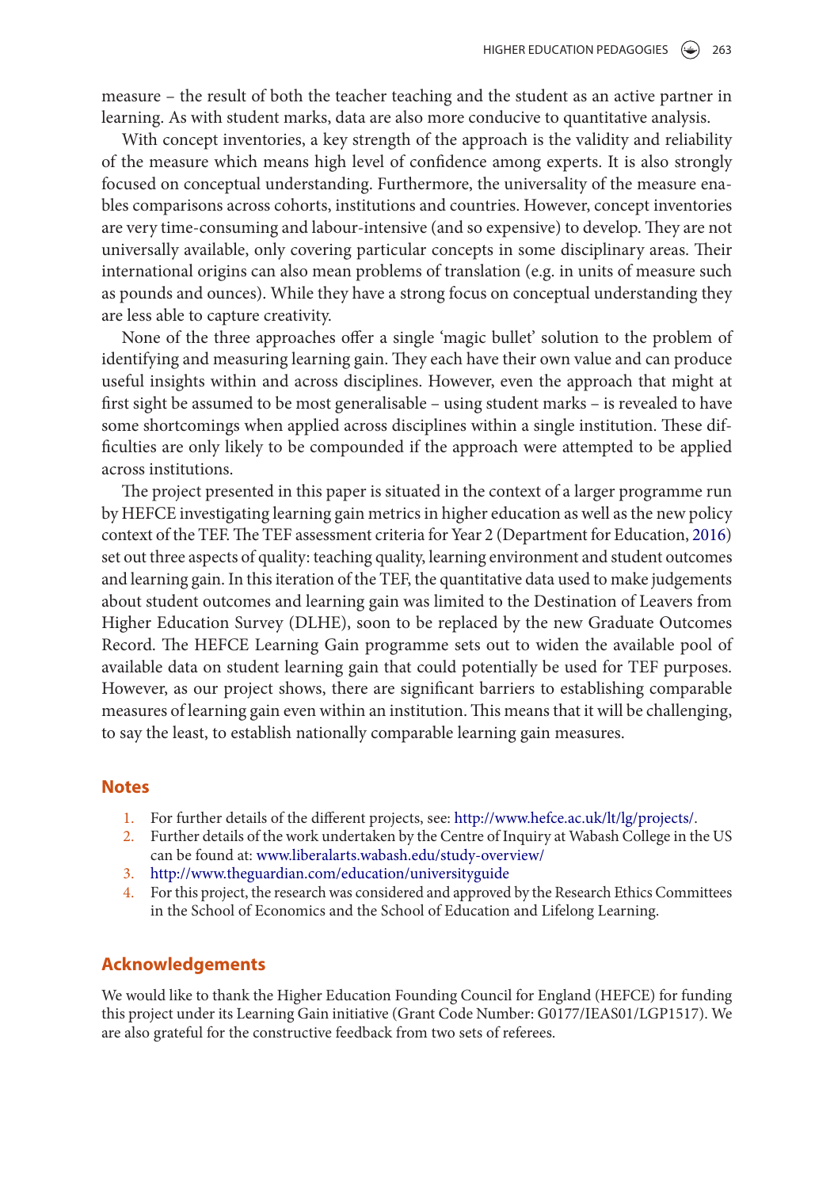measure – the result of both the teacher teaching and the student as an active partner in learning. As with student marks, data are also more conducive to quantitative analysis.

With concept inventories, a key strength of the approach is the validity and reliability of the measure which means high level of confidence among experts. It is also strongly focused on conceptual understanding. Furthermore, the universality of the measure enables comparisons across cohorts, institutions and countries. However, concept inventories are very time-consuming and labour-intensive (and so expensive) to develop. They are not universally available, only covering particular concepts in some disciplinary areas. Their international origins can also mean problems of translation (e.g. in units of measure such as pounds and ounces). While they have a strong focus on conceptual understanding they are less able to capture creativity.

None of the three approaches offer a single 'magic bullet' solution to the problem of identifying and measuring learning gain. They each have their own value and can produce useful insights within and across disciplines. However, even the approach that might at first sight be assumed to be most generalisable – using student marks – is revealed to have some shortcomings when applied across disciplines within a single institution. These difficulties are only likely to be compounded if the approach were attempted to be applied across institutions.

The project presented in this paper is situated in the context of a larger programme run by HEFCE investigating learning gain metrics in higher education as well as the new policy context of the TEF. The TEF assessment criteria for Year 2 (Department for Education, 2016) set out three aspects of quality: teaching quality, learning environment and student outcomes and learning gain. In this iteration of the TEF, the quantitative data used to make judgements about student outcomes and learning gain was limited to the Destination of Leavers from Higher Education Survey (DLHE), soon to be replaced by the new Graduate Outcomes Record. The HEFCE Learning Gain programme sets out to widen the available pool of available data on student learning gain that could potentially be used for TEF purposes. However, as our project shows, there are significant barriers to establishing comparable measures of learning gain even within an institution. This means that it will be challenging, to say the least, to establish nationally comparable learning gain measures.

## Notes

1. For further details of the different projects, see: http://www.hefce.ac.uk/lt/lg/projects/.
2. Further details of the work undertaken by the Centre of Inquiry at Wabash College in the US can be found at: www.liberalarts.wabash.edu/study-overview/
3. http://www.theguardian.com/education/universityguide
4. For this project, the research was considered and approved by the Research Ethics Committees in the School of Economics and the School of Education and Lifelong Learning.

## Acknowledgements

We would like to thank the Higher Education Founding Council for England (HEFCE) for funding this project under its Learning Gain initiative (Grant Code Number: G0177/IEAS01/LGP1517). We are also grateful for the constructive feedback from two sets of referees.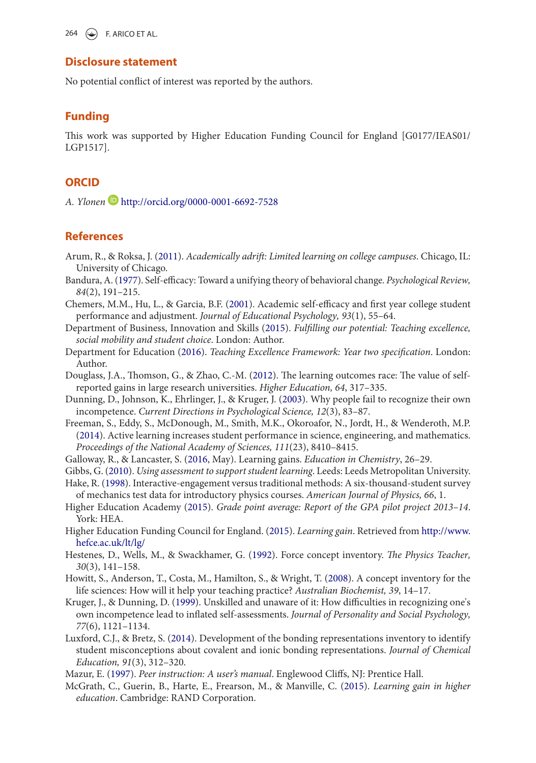## Disclosure statement

No potential conflict of interest was reported by the authors.

## Funding

This work was supported by Higher Education Funding Council for England [G0177/IEAS01/LGP1517].

## ORCID

*A. Ylonen* http://orcid.org/0000-0001-6692-7528

## References

Arum, R., & Roksa, J. (2011). *Academically adrift: Limited learning on college campuses*. Chicago, IL: University of Chicago.

Bandura, A. (1977). Self-efficacy: Toward a unifying theory of behavioral change. *Psychological Review, 84*(2), 191–215.

Chemers, M.M., Hu, L., & Garcia, B.F. (2001). Academic self-efficacy and first year college student performance and adjustment. *Journal of Educational Psychology, 93*(1), 55–64.

Department of Business, Innovation and Skills (2015). *Fulfilling our potential: Teaching excellence, social mobility and student choice*. London: Author.

Department for Education (2016). *Teaching Excellence Framework: Year two specification*. London: Author.

Douglass, J.A., Thomson, G., & Zhao, C.-M. (2012). The learning outcomes race: The value of self-reported gains in large research universities. *Higher Education, 64*, 317–335.

Dunning, D., Johnson, K., Ehrlinger, J., & Kruger, J. (2003). Why people fail to recognize their own incompetence. *Current Directions in Psychological Science, 12*(3), 83–87.

Freeman, S., Eddy, S., McDonough, M., Smith, M.K., Okoroafor, N., Jordt, H., & Wenderoth, M.P. (2014). Active learning increases student performance in science, engineering, and mathematics. *Proceedings of the National Academy of Sciences, 111*(23), 8410–8415.

Galloway, R., & Lancaster, S. (2016, May). Learning gains. *Education in Chemistry*, 26–29.

Gibbs, G. (2010). *Using assessment to support student learning*. Leeds: Leeds Metropolitan University.

Hake, R. (1998). Interactive-engagement versus traditional methods: A six-thousand-student survey of mechanics test data for introductory physics courses. *American Journal of Physics, 66*, 1.

Higher Education Academy (2015). *Grade point average: Report of the GPA pilot project 2013–14*. York: HEA.

Higher Education Funding Council for England. (2015). *Learning gain*. Retrieved from http://www.hefce.ac.uk/lt/lg/

Hestenes, D., Wells, M., & Swackhamer, G. (1992). Force concept inventory. *The Physics Teacher, 30*(3), 141–158.

Howitt, S., Anderson, T., Costa, M., Hamilton, S., & Wright, T. (2008). A concept inventory for the life sciences: How will it help your teaching practice? *Australian Biochemist, 39*, 14–17.

Kruger, J., & Dunning, D. (1999). Unskilled and unaware of it: How difficulties in recognizing one's own incompetence lead to inflated self-assessments. *Journal of Personality and Social Psychology, 77*(6), 1121–1134.

Luxford, C.J., & Bretz, S. (2014). Development of the bonding representations inventory to identify student misconceptions about covalent and ionic bonding representations. *Journal of Chemical Education, 91*(3), 312–320.

Mazur, E. (1997). *Peer instruction: A user's manual*. Englewood Cliffs, NJ: Prentice Hall.

McGrath, C., Guerin, B., Harte, E., Frearson, M., & Manville, C. (2015). *Learning gain in higher education*. Cambridge: RAND Corporation.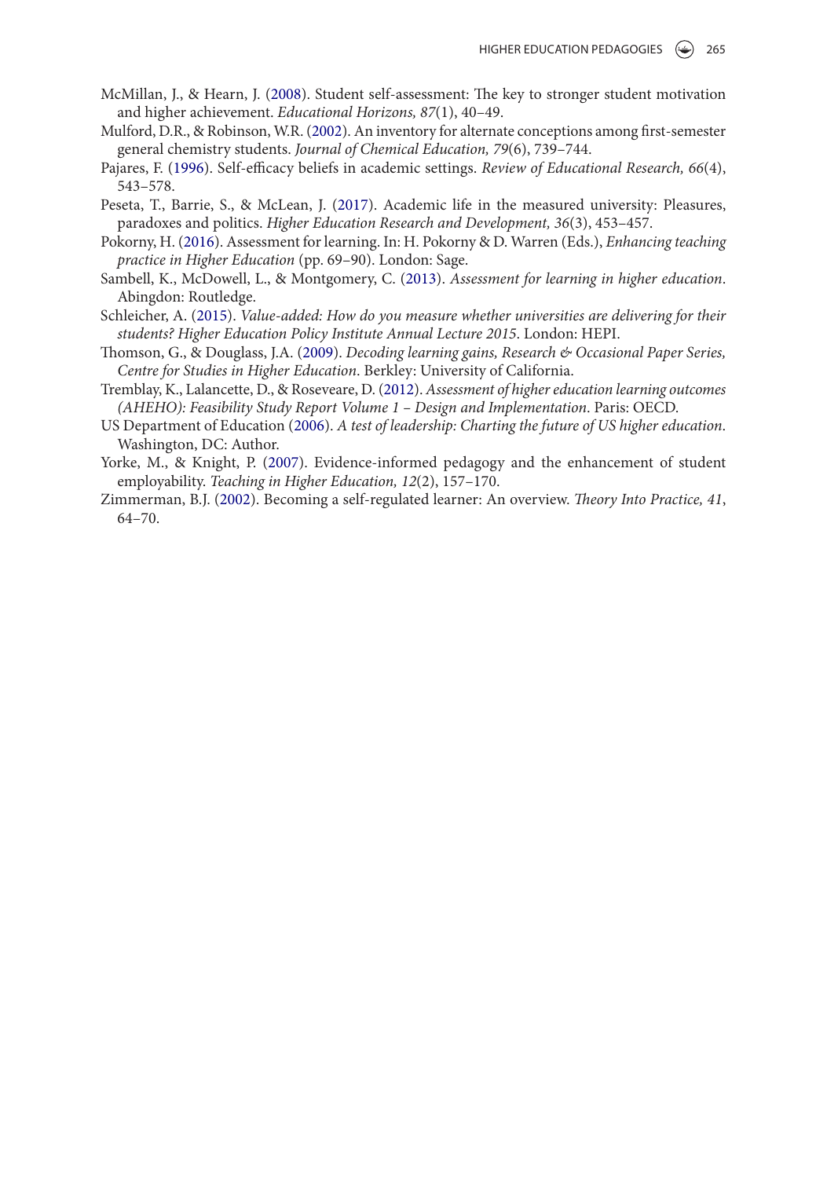McMillan, J., & Hearn, J. (2008). Student self-assessment: The key to stronger student motivation and higher achievement. *Educational Horizons, 87*(1), 40–49.

Mulford, D.R., & Robinson, W.R. (2002). An inventory for alternate conceptions among first-semester general chemistry students. *Journal of Chemical Education, 79*(6), 739–744.

Pajares, F. (1996). Self-efficacy beliefs in academic settings. *Review of Educational Research, 66*(4), 543–578.

Peseta, T., Barrie, S., & McLean, J. (2017). Academic life in the measured university: Pleasures, paradoxes and politics. *Higher Education Research and Development, 36*(3), 453–457.

Pokorny, H. (2016). Assessment for learning. In: H. Pokorny & D. Warren (Eds.), *Enhancing teaching practice in Higher Education* (pp. 69–90). London: Sage.

Sambell, K., McDowell, L., & Montgomery, C. (2013). *Assessment for learning in higher education*. Abingdon: Routledge.

Schleicher, A. (2015). *Value-added: How do you measure whether universities are delivering for their students? Higher Education Policy Institute Annual Lecture 2015*. London: HEPI.

Thomson, G., & Douglass, J.A. (2009). *Decoding learning gains, Research & Occasional Paper Series, Centre for Studies in Higher Education*. Berkley: University of California.

Tremblay, K., Lalancette, D., & Roseveare, D. (2012). *Assessment of higher education learning outcomes (AHEHO): Feasibility Study Report Volume 1 – Design and Implementation*. Paris: OECD.

US Department of Education (2006). *A test of leadership: Charting the future of US higher education*. Washington, DC: Author.

Yorke, M., & Knight, P. (2007). Evidence-informed pedagogy and the enhancement of student employability. *Teaching in Higher Education, 12*(2), 157–170.

Zimmerman, B.J. (2002). Becoming a self-regulated learner: An overview. *Theory Into Practice, 41*, 64–70.